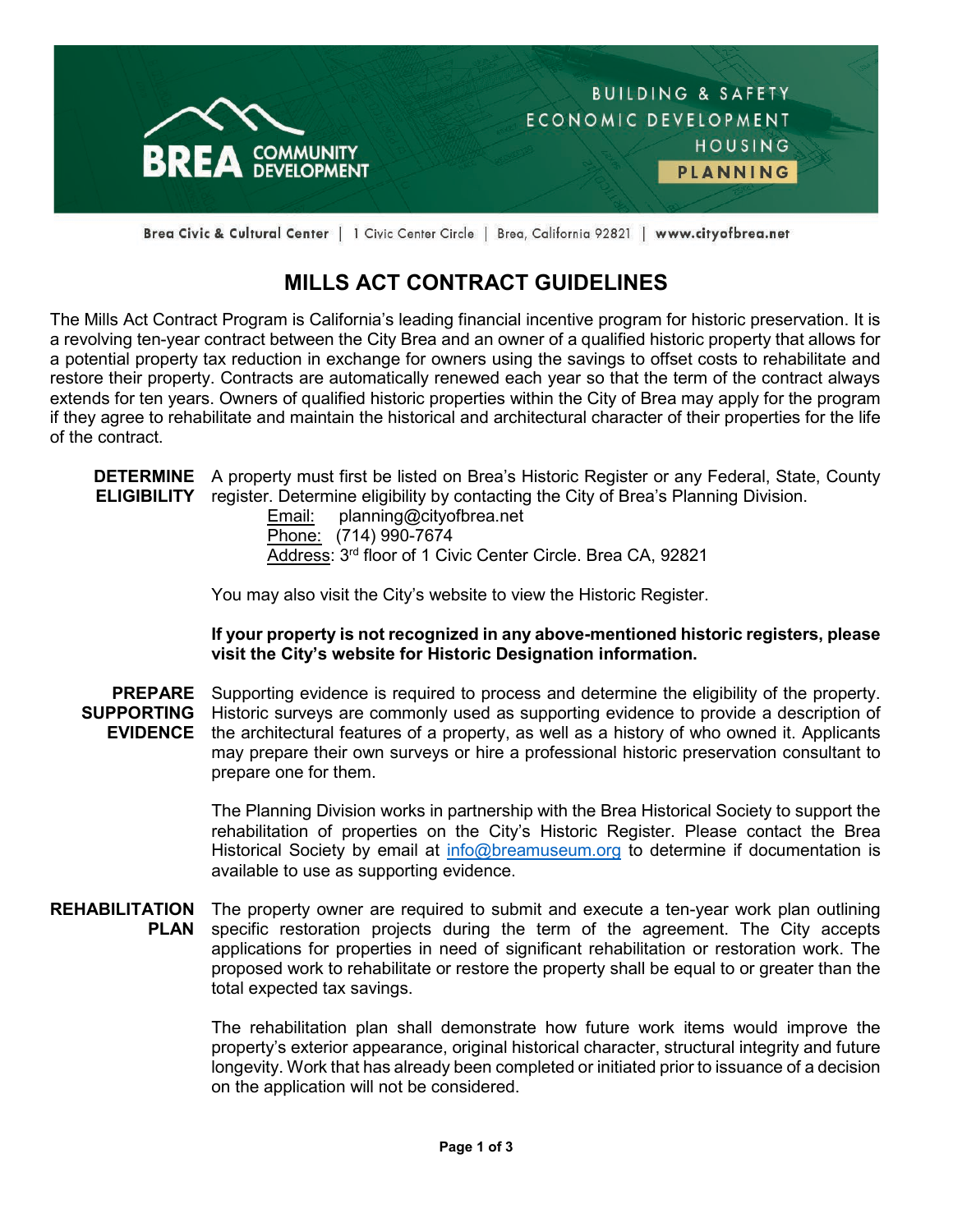BREA COMMUNITY DEVELOPMENT

BUILDING & SAFETY
ECONOMIC DEVELOPMENT
HOUSING
PLANNING

Brea Civic & Cultural Center | 1 Civic Center Circle | Brea, California 92821 | www.cityofbrea.net

# MILLS ACT CONTRACT GUIDELINES

The Mills Act Contract Program is California's leading financial incentive program for historic preservation. It is a revolving ten-year contract between the City Brea and an owner of a qualified historic property that allows for a potential property tax reduction in exchange for owners using the savings to offset costs to rehabilitate and restore their property. Contracts are automatically renewed each year so that the term of the contract always extends for ten years. Owners of qualified historic properties within the City of Brea may apply for the program if they agree to rehabilitate and maintain the historical and architectural character of their properties for the life of the contract.

**DETERMINE ELIGIBILITY**

A property must first be listed on Brea's Historic Register or any Federal, State, County register. Determine eligibility by contacting the City of Brea's Planning Division.

Email: planning@cityofbrea.net
Phone: (714) 990-7674
Address: 3rd floor of 1 Civic Center Circle. Brea CA, 92821

You may also visit the City's website to view the Historic Register.

**If your property is not recognized in any above-mentioned historic registers, please visit the City's website for Historic Designation information.**

**PREPARE SUPPORTING EVIDENCE**

Supporting evidence is required to process and determine the eligibility of the property. Historic surveys are commonly used as supporting evidence to provide a description of the architectural features of a property, as well as a history of who owned it. Applicants may prepare their own surveys or hire a professional historic preservation consultant to prepare one for them.

The Planning Division works in partnership with the Brea Historical Society to support the rehabilitation of properties on the City's Historic Register. Please contact the Brea Historical Society by email at info@breamuseum.org to determine if documentation is available to use as supporting evidence.

**REHABILITATION PLAN**

The property owner are required to submit and execute a ten-year work plan outlining specific restoration projects during the term of the agreement. The City accepts applications for properties in need of significant rehabilitation or restoration work. The proposed work to rehabilitate or restore the property shall be equal to or greater than the total expected tax savings.

The rehabilitation plan shall demonstrate how future work items would improve the property's exterior appearance, original historical character, structural integrity and future longevity. Work that has already been completed or initiated prior to issuance of a decision on the application will not be considered.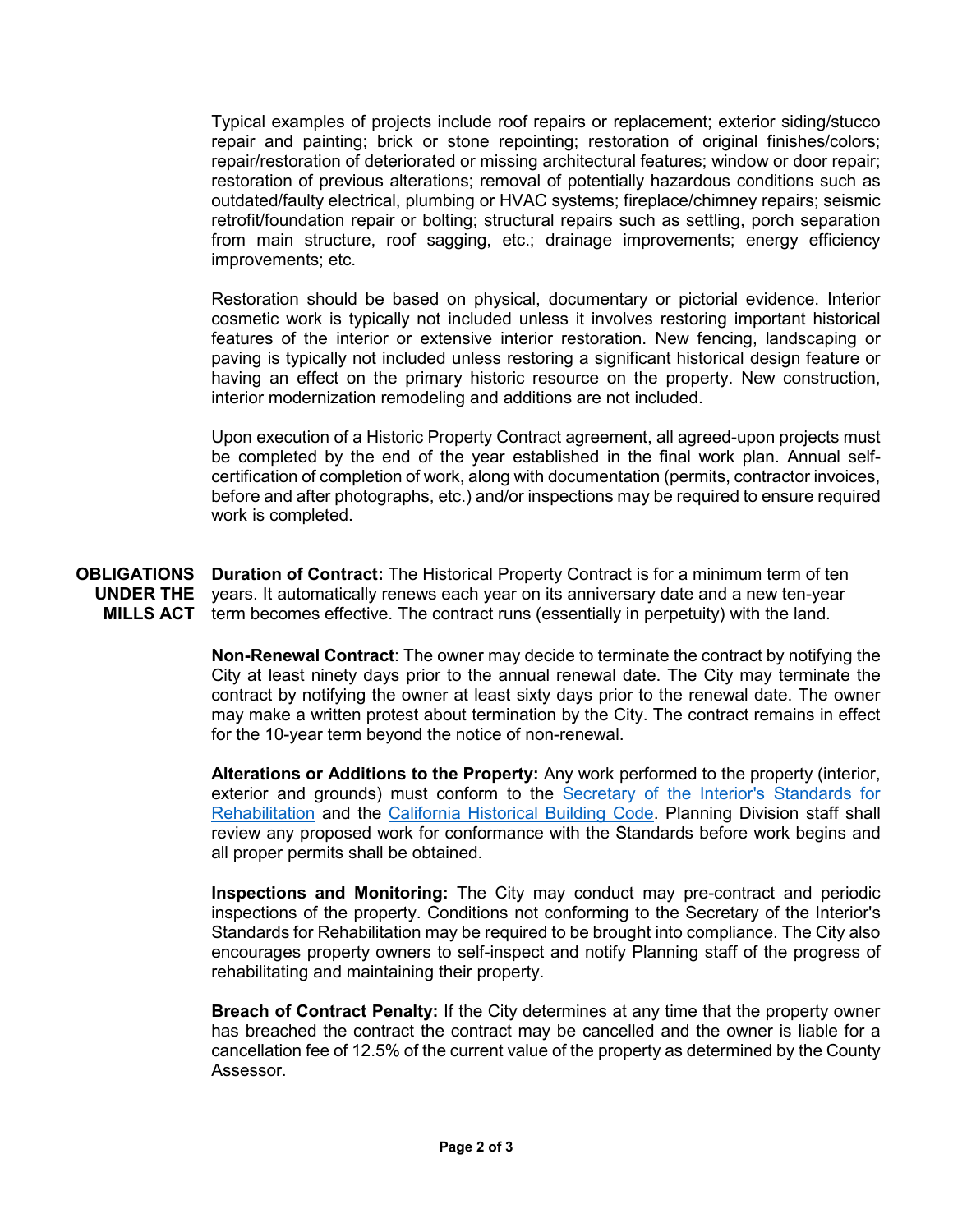Typical examples of projects include roof repairs or replacement; exterior siding/stucco repair and painting; brick or stone repointing; restoration of original finishes/colors; repair/restoration of deteriorated or missing architectural features; window or door repair; restoration of previous alterations; removal of potentially hazardous conditions such as outdated/faulty electrical, plumbing or HVAC systems; fireplace/chimney repairs; seismic retrofit/foundation repair or bolting; structural repairs such as settling, porch separation from main structure, roof sagging, etc.; drainage improvements; energy efficiency improvements; etc.

Restoration should be based on physical, documentary or pictorial evidence. Interior cosmetic work is typically not included unless it involves restoring important historical features of the interior or extensive interior restoration. New fencing, landscaping or paving is typically not included unless restoring a significant historical design feature or having an effect on the primary historic resource on the property. New construction, interior modernization remodeling and additions are not included.

Upon execution of a Historic Property Contract agreement, all agreed-upon projects must be completed by the end of the year established in the final work plan. Annual self-certification of completion of work, along with documentation (permits, contractor invoices, before and after photographs, etc.) and/or inspections may be required to ensure required work is completed.

## OBLIGATIONS UNDER THE MILLS ACT

**Duration of Contract:** The Historical Property Contract is for a minimum term of ten years. It automatically renews each year on its anniversary date and a new ten-year term becomes effective. The contract runs (essentially in perpetuity) with the land.

**Non-Renewal Contract**: The owner may decide to terminate the contract by notifying the City at least ninety days prior to the annual renewal date. The City may terminate the contract by notifying the owner at least sixty days prior to the renewal date. The owner may make a written protest about termination by the City. The contract remains in effect for the 10-year term beyond the notice of non-renewal.

**Alterations or Additions to the Property:** Any work performed to the property (interior, exterior and grounds) must conform to the Secretary of the Interior's Standards for Rehabilitation and the California Historical Building Code. Planning Division staff shall review any proposed work for conformance with the Standards before work begins and all proper permits shall be obtained.

**Inspections and Monitoring:** The City may conduct may pre-contract and periodic inspections of the property. Conditions not conforming to the Secretary of the Interior's Standards for Rehabilitation may be required to be brought into compliance. The City also encourages property owners to self-inspect and notify Planning staff of the progress of rehabilitating and maintaining their property.

**Breach of Contract Penalty:** If the City determines at any time that the property owner has breached the contract the contract may be cancelled and the owner is liable for a cancellation fee of 12.5% of the current value of the property as determined by the County Assessor.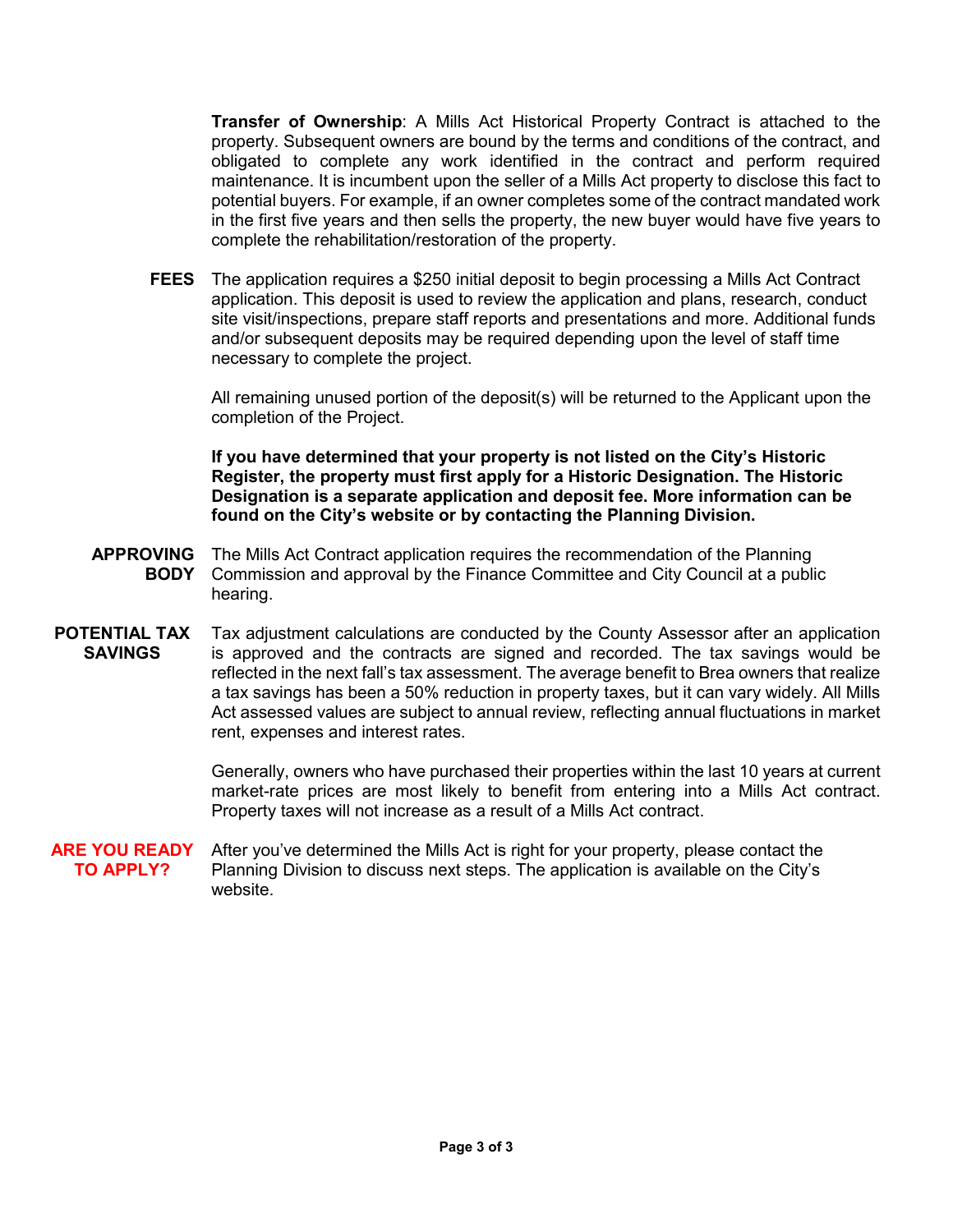**Transfer of Ownership**: A Mills Act Historical Property Contract is attached to the property. Subsequent owners are bound by the terms and conditions of the contract, and obligated to complete any work identified in the contract and perform required maintenance. It is incumbent upon the seller of a Mills Act property to disclose this fact to potential buyers. For example, if an owner completes some of the contract mandated work in the first five years and then sells the property, the new buyer would have five years to complete the rehabilitation/restoration of the property.

**FEES**

The application requires a $250 initial deposit to begin processing a Mills Act Contract application. This deposit is used to review the application and plans, research, conduct site visit/inspections, prepare staff reports and presentations and more. Additional funds and/or subsequent deposits may be required depending upon the level of staff time necessary to complete the project.

All remaining unused portion of the deposit(s) will be returned to the Applicant upon the completion of the Project.

**If you have determined that your property is not listed on the City's Historic Register, the property must first apply for a Historic Designation. The Historic Designation is a separate application and deposit fee. More information can be found on the City's website or by contacting the Planning Division.**

**APPROVING BODY**

The Mills Act Contract application requires the recommendation of the Planning Commission and approval by the Finance Committee and City Council at a public hearing.

**POTENTIAL TAX SAVINGS**

Tax adjustment calculations are conducted by the County Assessor after an application is approved and the contracts are signed and recorded. The tax savings would be reflected in the next fall's tax assessment. The average benefit to Brea owners that realize a tax savings has been a 50% reduction in property taxes, but it can vary widely. All Mills Act assessed values are subject to annual review, reflecting annual fluctuations in market rent, expenses and interest rates.

Generally, owners who have purchased their properties within the last 10 years at current market-rate prices are most likely to benefit from entering into a Mills Act contract. Property taxes will not increase as a result of a Mills Act contract.

**ARE YOU READY TO APPLY?**

After you've determined the Mills Act is right for your property, please contact the Planning Division to discuss next steps. The application is available on the City's website.